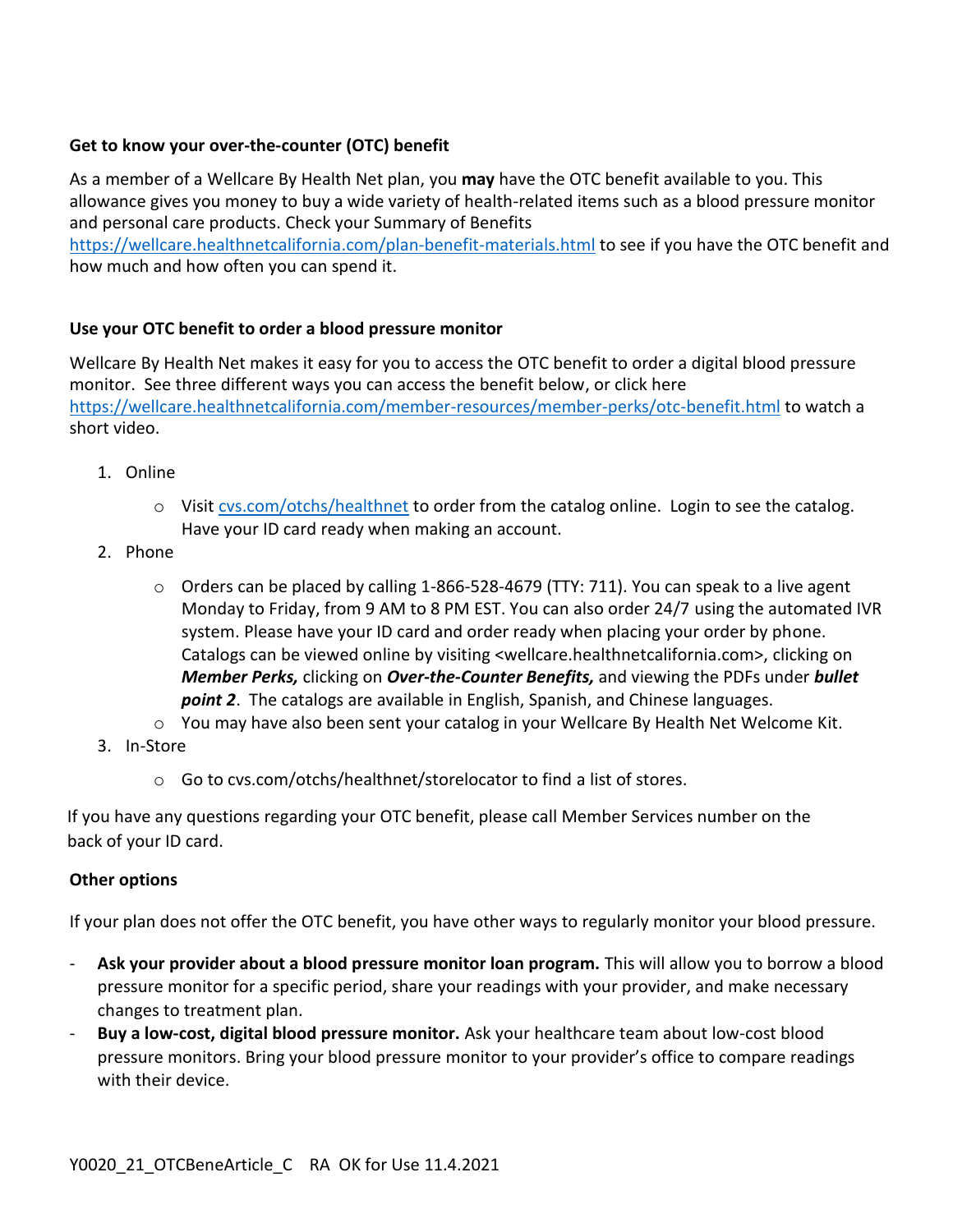## Get to know your over-the-counter (OTC) benefit

As a member of a Wellcare By Health Net plan, you **may** have the OTC benefit available to you. This allowance gives you money to buy a wide variety of health-related items such as a blood pressure monitor and personal care products. Check your Summary of Benefits https://wellcare.healthnetcalifornia.com/plan-benefit-materials.html to see if you have the OTC benefit and how much and how often you can spend it.

## Use your OTC benefit to order a blood pressure monitor

Wellcare By Health Net makes it easy for you to access the OTC benefit to order a digital blood pressure monitor. See three different ways you can access the benefit below, or click here https://wellcare.healthnetcalifornia.com/member-resources/member-perks/otc-benefit.html to watch a short video.

1. Online
   - Visit cvs.com/otchs/healthnet to order from the catalog online. Login to see the catalog. Have your ID card ready when making an account.
2. Phone
   - Orders can be placed by calling 1-866-528-4679 (TTY: 711). You can speak to a live agent Monday to Friday, from 9 AM to 8 PM EST. You can also order 24/7 using the automated IVR system. Please have your ID card and order ready when placing your order by phone. Catalogs can be viewed online by visiting <wellcare.healthnetcalifornia.com>, clicking on ***Member Perks,*** clicking on ***Over-the-Counter Benefits,*** and viewing the PDFs under ***bullet point 2***. The catalogs are available in English, Spanish, and Chinese languages.
   - You may have also been sent your catalog in your Wellcare By Health Net Welcome Kit.
3. In-Store
   - Go to cvs.com/otchs/healthnet/storelocator to find a list of stores.

If you have any questions regarding your OTC benefit, please call Member Services number on the back of your ID card.

## Other options

If your plan does not offer the OTC benefit, you have other ways to regularly monitor your blood pressure.

- **Ask your provider about a blood pressure monitor loan program.** This will allow you to borrow a blood pressure monitor for a specific period, share your readings with your provider, and make necessary changes to treatment plan.
- **Buy a low-cost, digital blood pressure monitor.** Ask your healthcare team about low-cost blood pressure monitors. Bring your blood pressure monitor to your provider's office to compare readings with their device.

Y0020_21_OTCBeneArticle_C RA OK for Use 11.4.2021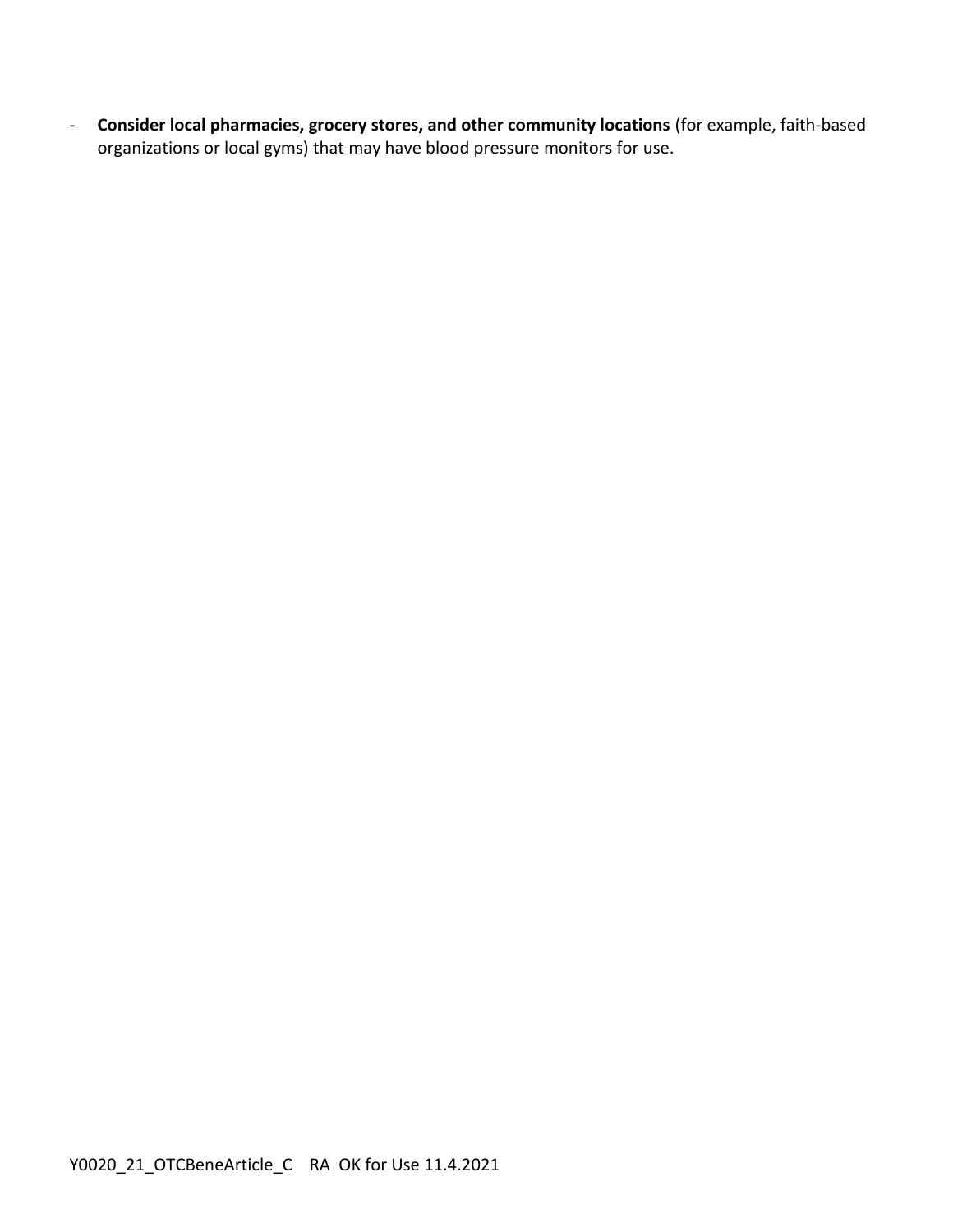- **Consider local pharmacies, grocery stores, and other community locations** (for example, faith-based organizations or local gyms) that may have blood pressure monitors for use.

Y0020_21_OTCBeneArticle_C RA OK for Use 11.4.2021